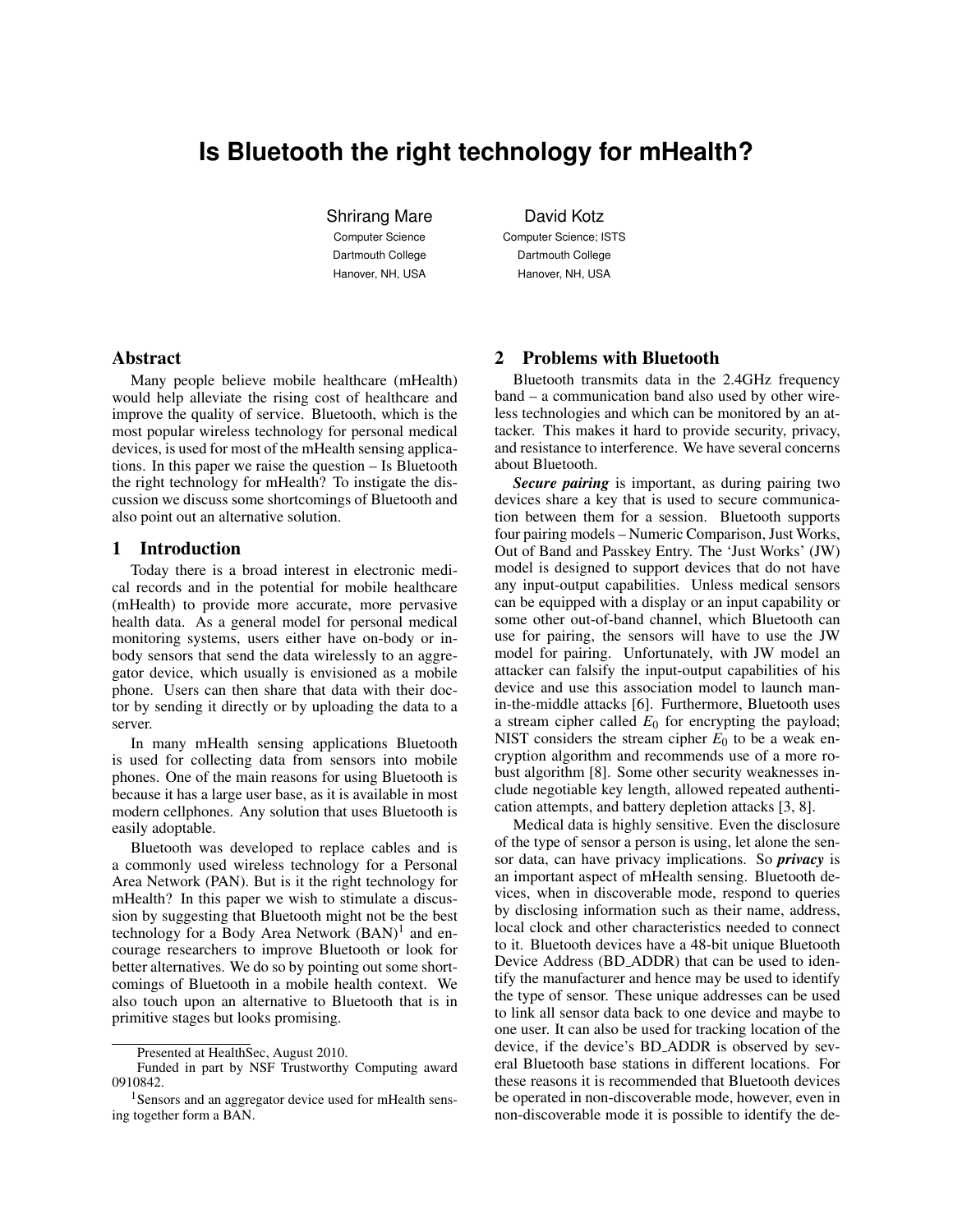# Is Bluetooth the right technology for mHealth?

Shrirang Mare
Computer Science
Dartmouth College
Hanover, NH, USA

David Kotz
Computer Science; ISTS
Dartmouth College
Hanover, NH, USA

## Abstract

Many people believe mobile healthcare (mHealth) would help alleviate the rising cost of healthcare and improve the quality of service. Bluetooth, which is the most popular wireless technology for personal medical devices, is used for most of the mHealth sensing applications. In this paper we raise the question – Is Bluetooth the right technology for mHealth? To instigate the discussion we discuss some shortcomings of Bluetooth and also point out an alternative solution.

## 1 Introduction

Today there is a broad interest in electronic medical records and in the potential for mobile healthcare (mHealth) to provide more accurate, more pervasive health data. As a general model for personal medical monitoring systems, users either have on-body or in-body sensors that send the data wirelessly to an aggregator device, which usually is envisioned as a mobile phone. Users can then share that data with their doctor by sending it directly or by uploading the data to a server.

In many mHealth sensing applications Bluetooth is used for collecting data from sensors into mobile phones. One of the main reasons for using Bluetooth is because it has a large user base, as it is available in most modern cellphones. Any solution that uses Bluetooth is easily adoptable.

Bluetooth was developed to replace cables and is a commonly used wireless technology for a Personal Area Network (PAN). But is it the right technology for mHealth? In this paper we wish to stimulate a discussion by suggesting that Bluetooth might not be the best technology for a Body Area Network (BAN)[1] and encourage researchers to improve Bluetooth or look for better alternatives. We do so by pointing out some shortcomings of Bluetooth in a mobile health context. We also touch upon an alternative to Bluetooth that is in primitive stages but looks promising.

Presented at HealthSec, August 2010.

Funded in part by NSF Trustworthy Computing award 0910842.

[1] Sensors and an aggregator device used for mHealth sensing together form a BAN.

## 2 Problems with Bluetooth

Bluetooth transmits data in the 2.4GHz frequency band – a communication band also used by other wireless technologies and which can be monitored by an attacker. This makes it hard to provide security, privacy, and resistance to interference. We have several concerns about Bluetooth.

***Secure pairing*** is important, as during pairing two devices share a key that is used to secure communication between them for a session. Bluetooth supports four pairing models – Numeric Comparison, Just Works, Out of Band and Passkey Entry. The 'Just Works' (JW) model is designed to support devices that do not have any input-output capabilities. Unless medical sensors can be equipped with a display or an input capability or some other out-of-band channel, which Bluetooth can use for pairing, the sensors will have to use the JW model for pairing. Unfortunately, with JW model an attacker can falsify the input-output capabilities of his device and use this association model to launch man-in-the-middle attacks [6]. Furthermore, Bluetooth uses a stream cipher called $E_0$ for encrypting the payload; NIST considers the stream cipher $E_0$ to be a weak encryption algorithm and recommends use of a more robust algorithm [8]. Some other security weaknesses include negotiable key length, allowed repeated authentication attempts, and battery depletion attacks [3, 8].

Medical data is highly sensitive. Even the disclosure of the type of sensor a person is using, let alone the sensor data, can have privacy implications. So ***privacy*** is an important aspect of mHealth sensing. Bluetooth devices, when in discoverable mode, respond to queries by disclosing information such as their name, address, local clock and other characteristics needed to connect to it. Bluetooth devices have a 48-bit unique Bluetooth Device Address (BD_ADDR) that can be used to identify the manufacturer and hence may be used to identify the type of sensor. These unique addresses can be used to link all sensor data back to one device and maybe to one user. It can also be used for tracking location of the device, if the device's BD_ADDR is observed by several Bluetooth base stations in different locations. For these reasons it is recommended that Bluetooth devices be operated in non-discoverable mode, however, even in non-discoverable mode it is possible to identify the de-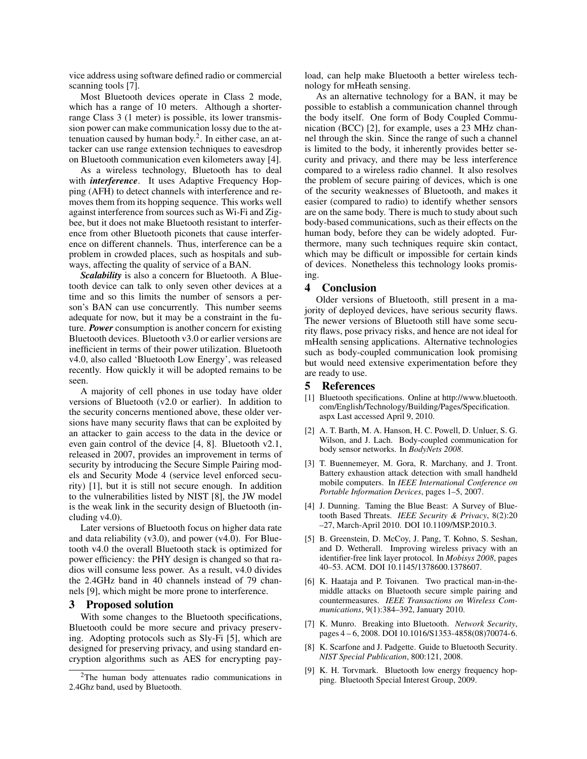vice address using software defined radio or commercial scanning tools [7].

Most Bluetooth devices operate in Class 2 mode, which has a range of 10 meters. Although a shorter-range Class 3 (1 meter) is possible, its lower transmission power can make communication lossy due to the attenuation caused by human body.[2]. In either case, an attacker can use range extension techniques to eavesdrop on Bluetooth communication even kilometers away [4].

As a wireless technology, Bluetooth has to deal with ***interference***. It uses Adaptive Frequency Hopping (AFH) to detect channels with interference and removes them from its hopping sequence. This works well against interference from sources such as Wi-Fi and Zigbee, but it does not make Bluetooth resistant to interference from other Bluetooth piconets that cause interference on different channels. Thus, interference can be a problem in crowded places, such as hospitals and subways, affecting the quality of service of a BAN.

***Scalability*** is also a concern for Bluetooth. A Bluetooth device can talk to only seven other devices at a time and so this limits the number of sensors a person's BAN can use concurrently. This number seems adequate for now, but it may be a constraint in the future. ***Power*** consumption is another concern for existing Bluetooth devices. Bluetooth v3.0 or earlier versions are inefficient in terms of their power utilization. Bluetooth v4.0, also called 'Bluetooth Low Energy', was released recently. How quickly it will be adopted remains to be seen.

A majority of cell phones in use today have older versions of Bluetooth (v2.0 or earlier). In addition to the security concerns mentioned above, these older versions have many security flaws that can be exploited by an attacker to gain access to the data in the device or even gain control of the device [4, 8]. Bluetooth v2.1, released in 2007, provides an improvement in terms of security by introducing the Secure Simple Pairing models and Security Mode 4 (service level enforced security) [1], but it is still not secure enough. In addition to the vulnerabilities listed by NIST [8], the JW model is the weak link in the security design of Bluetooth (including v4.0).

Later versions of Bluetooth focus on higher data rate and data reliability (v3.0), and power (v4.0). For Bluetooth v4.0 the overall Bluetooth stack is optimized for power efficiency: the PHY design is changed so that radios will consume less power. As a result, v4.0 divides the 2.4GHz band in 40 channels instead of 79 channels [9], which might be more prone to interference.

## 3 Proposed solution

With some changes to the Bluetooth specifications, Bluetooth could be more secure and privacy preserving. Adopting protocols such as Sly-Fi [5], which are designed for preserving privacy, and using standard encryption algorithms such as AES for encrypting payload, can help make Bluetooth a better wireless technology for mHeath sensing.

As an alternative technology for a BAN, it may be possible to establish a communication channel through the body itself. One form of Body Coupled Communication (BCC) [2], for example, uses a 23 MHz channel through the skin. Since the range of such a channel is limited to the body, it inherently provides better security and privacy, and there may be less interference compared to a wireless radio channel. It also resolves the problem of secure pairing of devices, which is one of the security weaknesses of Bluetooth, and makes it easier (compared to radio) to identify whether sensors are on the same body. There is much to study about such body-based communications, such as their effects on the human body, before they can be widely adopted. Furthermore, many such techniques require skin contact, which may be difficult or impossible for certain kinds of devices. Nonetheless this technology looks promising.

## 4 Conclusion

Older versions of Bluetooth, still present in a majority of deployed devices, have serious security flaws. The newer versions of Bluetooth still have some security flaws, pose privacy risks, and hence are not ideal for mHealth sensing applications. Alternative technologies such as body-coupled communication look promising but would need extensive experimentation before they are ready to use.

## 5 References

[1] Bluetooth specifications. Online at http://www.bluetooth.com/English/Technology/Building/Pages/Specification.aspx Last accessed April 9, 2010.

[2] A. T. Barth, M. A. Hanson, H. C. Powell, D. Unluer, S. G. Wilson, and J. Lach. Body-coupled communication for body sensor networks. In *BodyNets 2008*.

[3] T. Buennemeyer, M. Gora, R. Marchany, and J. Tront. Battery exhaustion attack detection with small handheld mobile computers. In *IEEE International Conference on Portable Information Devices*, pages 1–5, 2007.

[4] J. Dunning. Taming the Blue Beast: A Survey of Bluetooth Based Threats. *IEEE Security & Privacy*, 8(2):20–27, March-April 2010. DOI 10.1109/MSP.2010.3.

[5] B. Greenstein, D. McCoy, J. Pang, T. Kohno, S. Seshan, and D. Wetherall. Improving wireless privacy with an identifier-free link layer protocol. In *Mobisys 2008*, pages 40–53. ACM. DOI 10.1145/1378600.1378607.

[6] K. Haataja and P. Toivanen. Two practical man-in-the-middle attacks on Bluetooth secure simple pairing and countermeasures. *IEEE Transactions on Wireless Communications*, 9(1):384–392, January 2010.

[7] K. Munro. Breaking into Bluetooth. *Network Security*, pages 4 – 6, 2008. DOI 10.1016/S1353-4858(08)70074-6.

[8] K. Scarfone and J. Padgette. Guide to Bluetooth Security. *NIST Special Publication*, 800:121, 2008.

[9] K. H. Torvmark. Bluetooth low energy frequency hopping. Bluetooth Special Interest Group, 2009.

[2] The human body attenuates radio communications in 2.4Ghz band, used by Bluetooth.